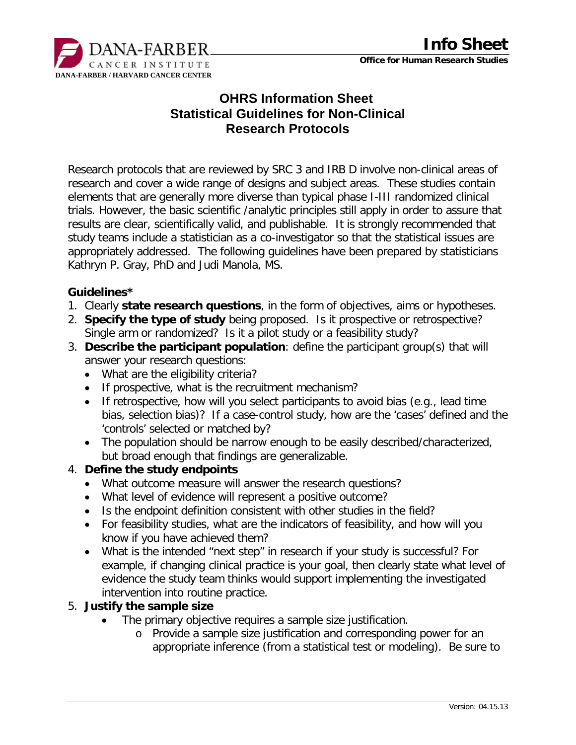# OHRS Information Sheet
# Statistical Guidelines for Non-Clinical Research Protocols

Research protocols that are reviewed by SRC 3 and IRB D involve non-clinical areas of research and cover a wide range of designs and subject areas. These studies contain elements that are generally more diverse than typical phase I-III randomized clinical trials. However, the basic scientific /analytic principles still apply in order to assure that results are clear, scientifically valid, and publishable. It is strongly recommended that study teams include a statistician as a co-investigator so that the statistical issues are appropriately addressed. The following guidelines have been prepared by statisticians Kathryn P. Gray, PhD and Judi Manola, MS.

**Guidelines***

1. Clearly **state research questions**, in the form of objectives, aims or hypotheses.
2. **Specify the type of study** being proposed. Is it prospective or retrospective? Single arm or randomized? Is it a pilot study or a feasibility study?
3. **Describe the participant population**: define the participant group(s) that will answer your research questions:
   - What are the eligibility criteria?
   - If prospective, what is the recruitment mechanism?
   - If retrospective, how will you select participants to avoid bias (e.g., lead time bias, selection bias)? If a case-control study, how are the 'cases' defined and the 'controls' selected or matched by?
   - The population should be narrow enough to be easily described/characterized, but broad enough that findings are generalizable.
4. **Define the study endpoints**
   - What outcome measure will answer the research questions?
   - What level of evidence will represent a positive outcome?
   - Is the endpoint definition consistent with other studies in the field?
   - For feasibility studies, what are the indicators of feasibility, and how will you know if you have achieved them?
   - What is the intended "next step" in research if your study is successful? For example, if changing clinical practice is your goal, then clearly state what level of evidence the study team thinks would support implementing the investigated intervention into routine practice.
5. **Justify the sample size**
   - The primary objective requires a sample size justification.
     - Provide a sample size justification and corresponding power for an appropriate inference (from a statistical test or modeling). Be sure to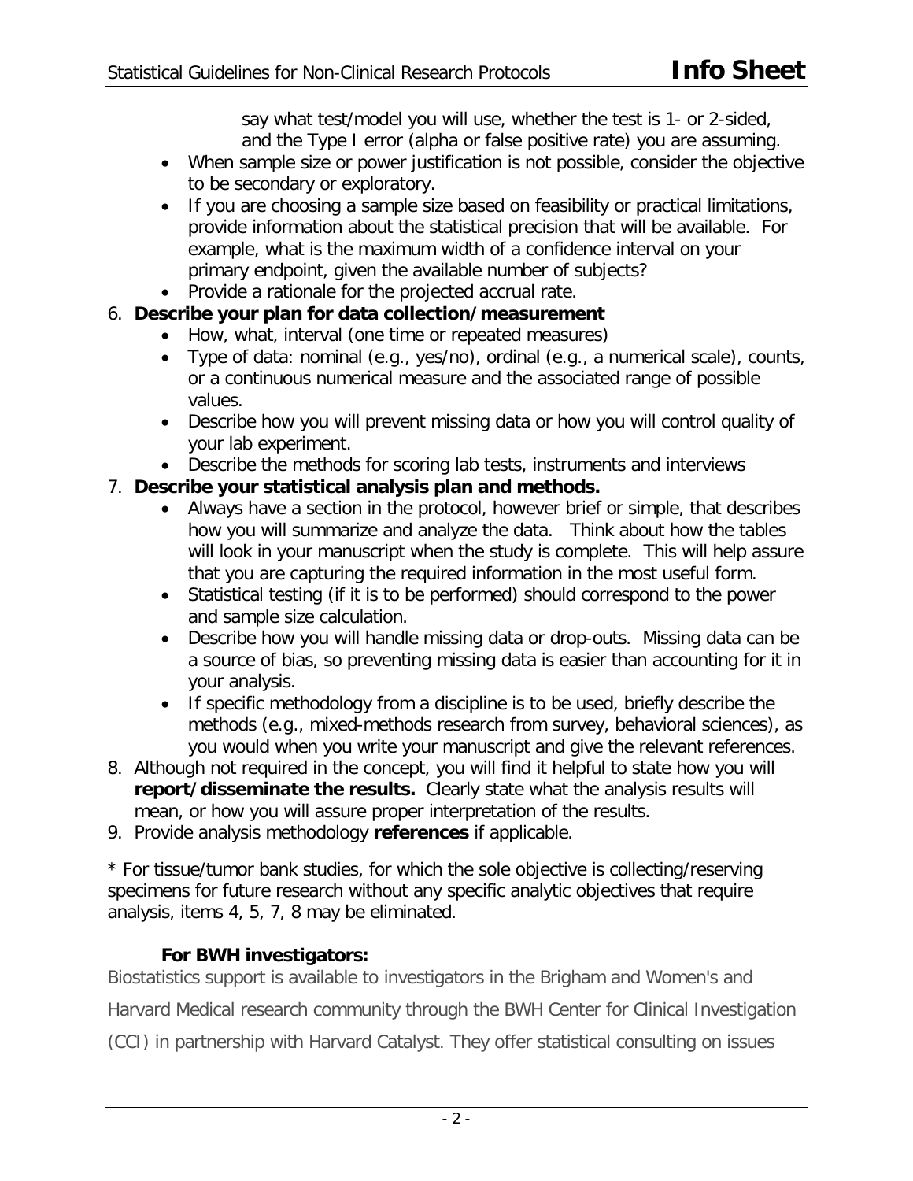say what test/model you will use, whether the test is 1- or 2-sided, and the Type I error (alpha or false positive rate) you are assuming.

- When sample size or power justification is not possible, consider the objective to be secondary or exploratory.
- If you are choosing a sample size based on feasibility or practical limitations, provide information about the statistical precision that will be available. For example, what is the maximum width of a confidence interval on your primary endpoint, given the available number of subjects?
- Provide a rationale for the projected accrual rate.

6. **Describe your plan for data collection/measurement**
   - How, what, interval (one time or repeated measures)
   - Type of data: nominal (e.g., yes/no), ordinal (e.g., a numerical scale), counts, or a continuous numerical measure and the associated range of possible values.
   - Describe how you will prevent missing data or how you will control quality of your lab experiment.
   - Describe the methods for scoring lab tests, instruments and interviews
7. **Describe your statistical analysis plan and methods.**
   - Always have a section in the protocol, however brief or simple, that describes how you will summarize and analyze the data. Think about how the tables will look in your manuscript when the study is complete. This will help assure that you are capturing the required information in the most useful form.
   - Statistical testing (if it is to be performed) should correspond to the power and sample size calculation.
   - Describe how you will handle missing data or drop-outs. Missing data can be a source of bias, so preventing missing data is easier than accounting for it in your analysis.
   - If specific methodology from a discipline is to be used, briefly describe the methods (e.g., mixed-methods research from survey, behavioral sciences), as you would when you write your manuscript and give the relevant references.
8. Although not required in the concept, you will find it helpful to state how you will **report/disseminate the results.** Clearly state what the analysis results will mean, or how you will assure proper interpretation of the results.
9. Provide analysis methodology **references** if applicable.

* For tissue/tumor bank studies, for which the sole objective is collecting/reserving specimens for future research without any specific analytic objectives that require analysis, items 4, 5, 7, 8 may be eliminated.

**For BWH investigators:**

Biostatistics support is available to investigators in the Brigham and Women's and Harvard Medical research community through the BWH Center for Clinical Investigation (CCI) in partnership with Harvard Catalyst. They offer statistical consulting on issues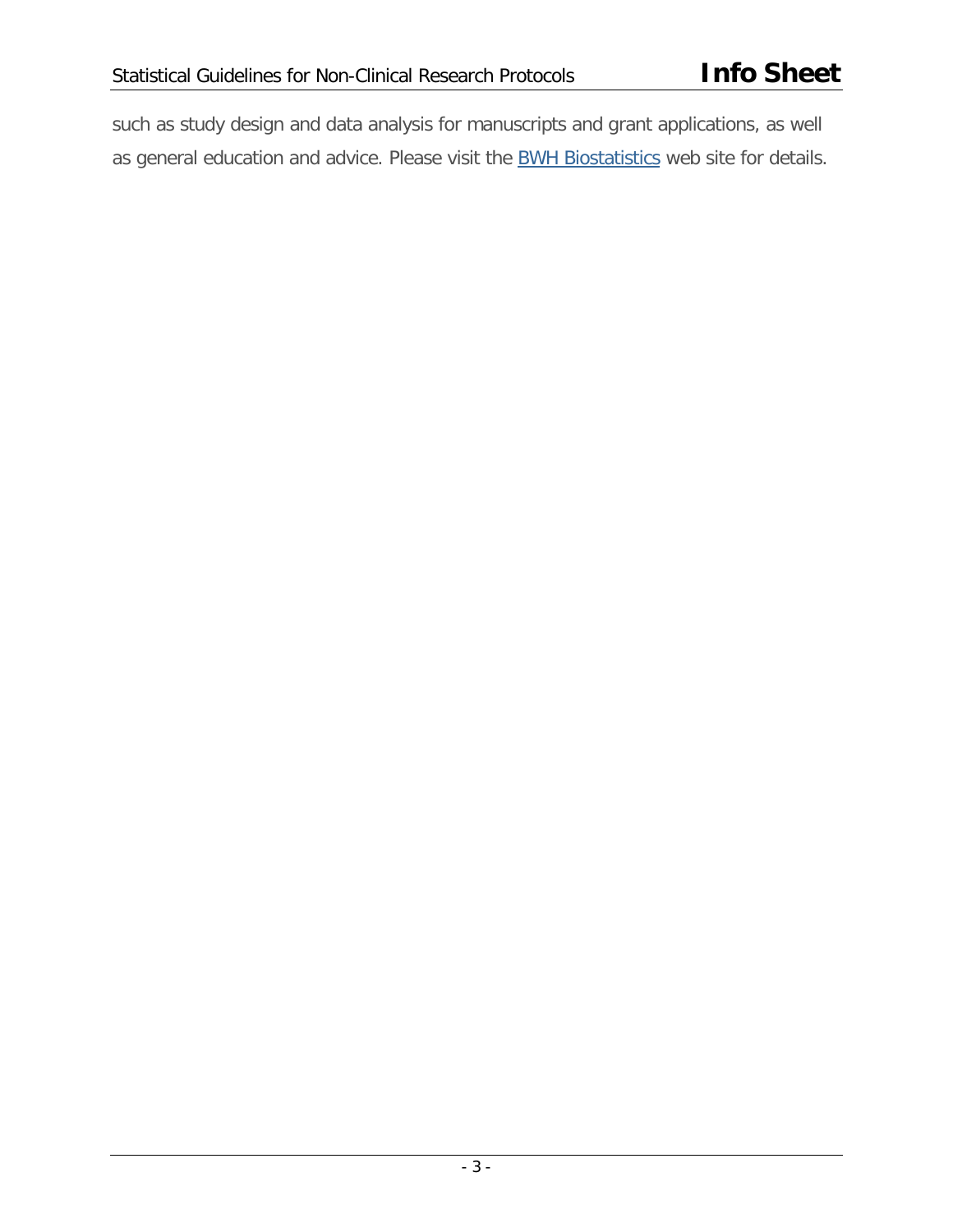such as study design and data analysis for manuscripts and grant applications, as well as general education and advice. Please visit the BWH Biostatistics web site for details.